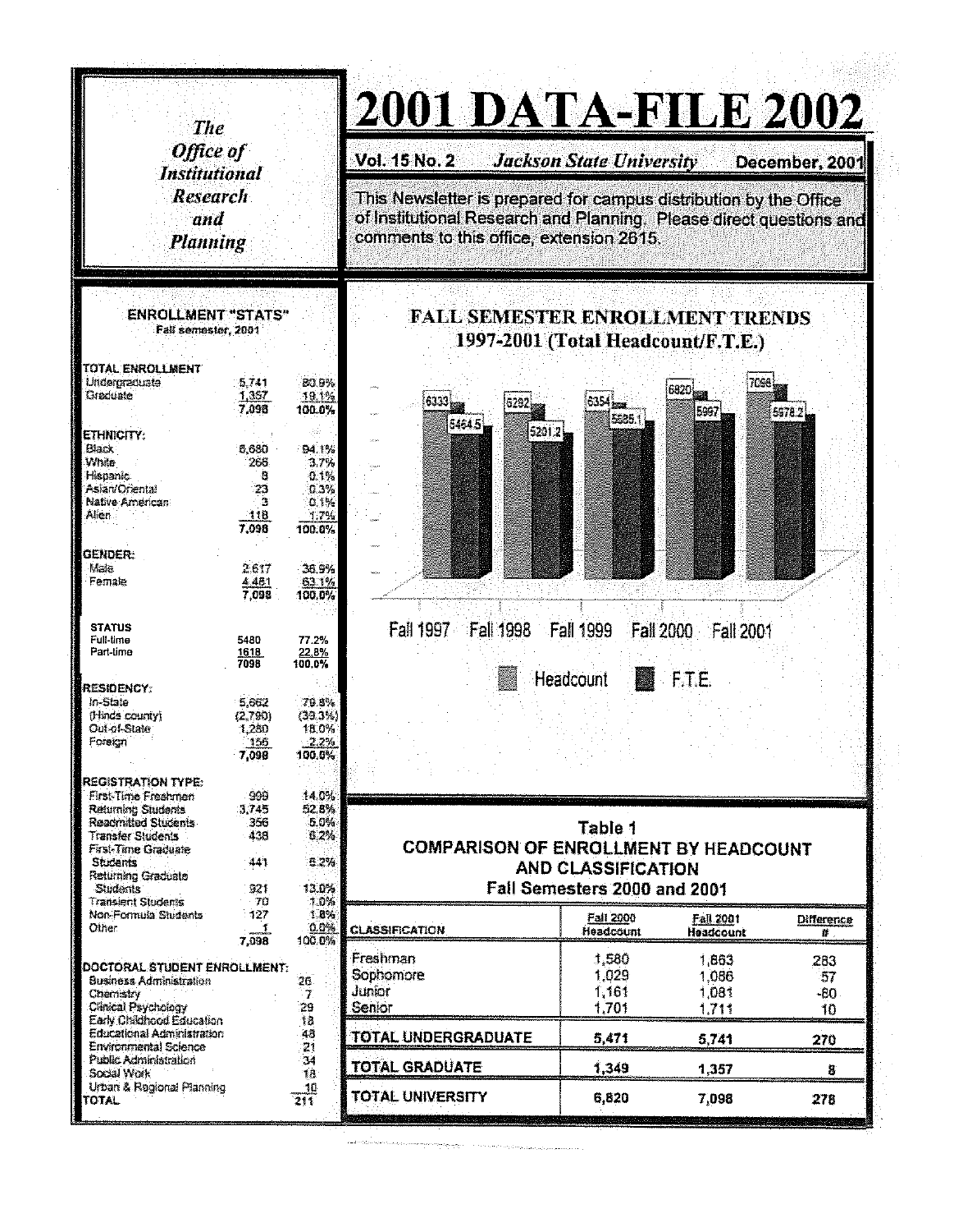# 2001 DATA-FILE 2002

*The Office of Institutional Research and Planning*

**Vol. 15 No. 2** *Jackson State University* **December, 2001**

This Newsletter is prepared for campus distribution by the Office of Institutional Research and Planning. Please direct questions and comments to this office, extension 2615.

## ENROLLMENT "STATS"

Fall semester, 2001

| | | |
|---|---|---|
| **TOTAL ENROLLMENT** | | |
| Undergraduate | 5,741 | 80.9% |
| Graduate | 1,357 | 19.1% |
| | 7,098 | 100.0% |
| **ETHNICITY:** | | |
| Black | 6,680 | 94.1% |
| White | 266 | 3.7% |
| Hispanic | 8 | 0.1% |
| Asian/Oriental | 23 | 0.3% |
| Native American | 3 | 0.1% |
| Alien | 118 | 1.7% |
| | 7,098 | 100.0% |
| **GENDER:** | | |
| Male | 2,617 | 36.9% |
| Female | 4,481 | 63.1% |
| | 7,098 | 100.0% |
| **STATUS** | | |
| Full-time | 5480 | 77.2% |
| Part-time | 1618 | 22.8% |
| | 7098 | 100.0% |
| **RESIDENCY:** | | |
| In-State | 5,662 | 79.8% |
| (Hinds county) | (2,790) | (39.3%) |
| Out-of-State | 1,280 | 18.0% |
| Foreign | 156 | 2.2% |
| | 7,098 | 100.0% |
| **REGISTRATION TYPE:** | | |
| First-Time Freshmen | 999 | 14.0% |
| Returning Students | 3,745 | 52.8% |
| Readmitted Students | 356 | 5.0% |
| Transfer Students | 438 | 6.2% |
| First-Time Graduate Students | 441 | 6.2% |
| Returning Graduate Students | 921 | 13.0% |
| Transient Students | 70 | 1.0% |
| Non-Formula Students | 127 | 1.8% |
| Other | 1 | 0.0% |
| | 7,098 | 100.0% |

| **DOCTORAL STUDENT ENROLLMENT:** | |
|---|---|
| Business Administration | 26 |
| Chemistry | 7 |
| Clinical Psychology | 29 |
| Early Childhood Education | 18 |
| Educational Administration | 48 |
| Environmental Science | 21 |
| Public Administration | 34 |
| Social Work | 18 |
| Urban & Regional Planning | 10 |
| TOTAL | 211 |

## FALL SEMESTER ENROLLMENT TRENDS 1997-2001 (Total Headcount/F.T.E.)

| | Headcount | F.T.E. |
|---|---|---|
| Fall 1997 | 6333 | 5464.5 |
| Fall 1998 | 6292 | 5201.2 |
| Fall 1999 | 6354 | 5685.1 |
| Fall 2000 | 6820 | 5997 |
| Fall 2001 | 7098 | 5978.2 |

### Table 1
### COMPARISON OF ENROLLMENT BY HEADCOUNT AND CLASSIFICATION
### Fall Semesters 2000 and 2001

| CLASSIFICATION | Fall 2000 Headcount | Fall 2001 Headcount | Difference # |
|---|---|---|---|
| Freshman | 1,580 | 1,863 | 283 |
| Sophomore | 1,029 | 1,086 | 57 |
| Junior | 1,161 | 1,081 | -80 |
| Senior | 1,701 | 1,711 | 10 |
| TOTAL UNDERGRADUATE | 5,471 | 5,741 | 270 |
| TOTAL GRADUATE | 1,349 | 1,357 | 8 |
| TOTAL UNIVERSITY | 6,820 | 7,098 | 278 |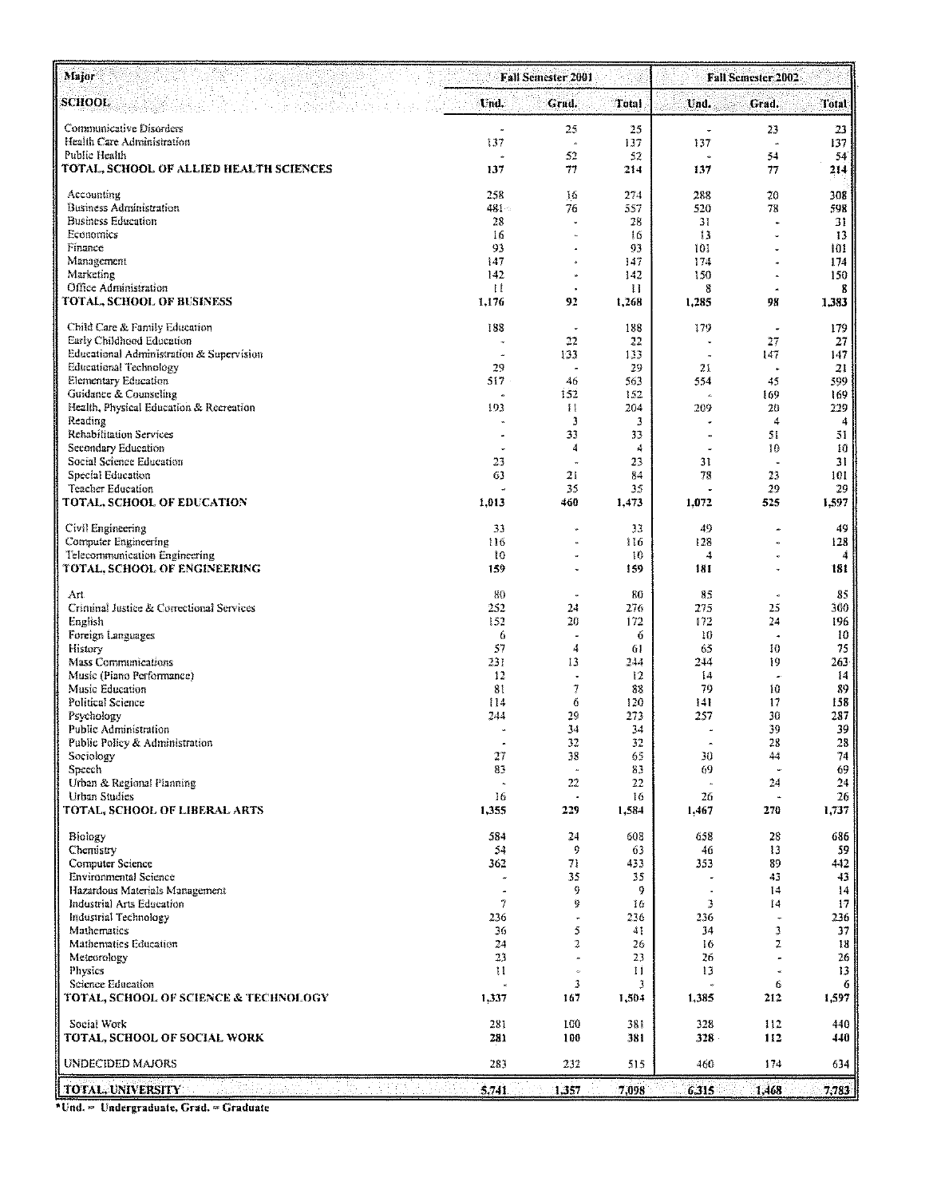| Major | Fall Semester 2001 | | | Fall Semester 2002 | | |
|---|---|---|---|---|---|---|
| SCHOOL | Und. | Grad. | Total | Und. | Grad. | Total |
| Communicative Disorders | - | 25 | 25 | - | 23 | 23 |
| Health Care Administration | 137 | - | 137 | 137 | - | 137 |
| Public Health | - | 52 | 52 | - | 54 | 54 |
| **TOTAL, SCHOOL OF ALLIED HEALTH SCIENCES** | **137** | **77** | **214** | **137** | **77** | **214** |
| Accounting | 258 | 16 | 274 | 288 | 20 | 308 |
| Business Administration | 481 | 76 | 557 | 520 | 78 | 598 |
| Business Education | 28 | - | 28 | 31 | - | 31 |
| Economics | 16 | - | 16 | 13 | - | 13 |
| Finance | 93 | - | 93 | 101 | - | 101 |
| Management | 147 | - | 147 | 174 | - | 174 |
| Marketing | 142 | - | 142 | 150 | - | 150 |
| Office Administration | 11 | - | 11 | 8 | - | 8 |
| **TOTAL, SCHOOL OF BUSINESS** | **1,176** | **92** | **1,268** | **1,285** | **98** | **1,383** |
| Child Care & Family Education | 188 | - | 188 | 179 | - | 179 |
| Early Childhood Education | - | 22 | 22 | - | 27 | 27 |
| Educational Administration & Supervision | - | 133 | 133 | - | 147 | 147 |
| Educational Technology | 29 | - | 29 | 21 | - | 21 |
| Elementary Education | 517 | 46 | 563 | 554 | 45 | 599 |
| Guidance & Counseling | - | 152 | 152 | - | 169 | 169 |
| Health, Physical Education & Recreation | 193 | 11 | 204 | 209 | 20 | 229 |
| Reading | - | 3 | 3 | - | 4 | 4 |
| Rehabilitation Services | - | 33 | 33 | - | 51 | 51 |
| Secondary Education | - | 4 | 4 | - | 10 | 10 |
| Social Science Education | 23 | - | 23 | 31 | - | 31 |
| Special Education | 63 | 21 | 84 | 78 | 23 | 101 |
| Teacher Education | - | 35 | 35 | - | 29 | 29 |
| **TOTAL, SCHOOL OF EDUCATION** | **1,013** | **460** | **1,473** | **1,072** | **525** | **1,597** |
| Civil Engineering | 33 | - | 33 | 49 | - | 49 |
| Computer Engineering | 116 | - | 116 | 128 | - | 128 |
| Telecommunication Engineering | 10 | - | 10 | 4 | - | 4 |
| **TOTAL, SCHOOL OF ENGINEERING** | **159** | **-** | **159** | **181** | **-** | **181** |
| Art | 80 | - | 80 | 85 | - | 85 |
| Criminal Justice & Correctional Services | 252 | 24 | 276 | 275 | 25 | 300 |
| English | 152 | 20 | 172 | 172 | 24 | 196 |
| Foreign Languages | 6 | - | 6 | 10 | - | 10 |
| History | 57 | 4 | 61 | 65 | 10 | 75 |
| Mass Communications | 231 | 13 | 244 | 244 | 19 | 263 |
| Music (Piano Performance) | 12 | - | 12 | 14 | - | 14 |
| Music Education | 81 | 7 | 88 | 79 | 10 | 89 |
| Political Science | 114 | 6 | 120 | 141 | 17 | 158 |
| Psychology | 244 | 29 | 273 | 257 | 30 | 287 |
| Public Administration | - | 34 | 34 | - | 39 | 39 |
| Public Policy & Administration | - | 32 | 32 | - | 28 | 28 |
| Sociology | 27 | 38 | 65 | 30 | 44 | 74 |
| Speech | 83 | - | 83 | 69 | - | 69 |
| Urban & Regional Planning | - | 22 | 22 | - | 24 | 24 |
| Urban Studies | 16 | - | 16 | 26 | - | 26 |
| **TOTAL, SCHOOL OF LIBERAL ARTS** | **1,355** | **229** | **1,584** | **1,467** | **270** | **1,737** |
| Biology | 584 | 24 | 608 | 658 | 28 | 686 |
| Chemistry | 54 | 9 | 63 | 46 | 13 | 59 |
| Computer Science | 362 | 71 | 433 | 353 | 89 | 442 |
| Environmental Science | - | 35 | 35 | - | 43 | 43 |
| Hazardous Materials Management | - | 9 | 9 | - | 14 | 14 |
| Industrial Arts Education | 7 | 9 | 16 | 3 | 14 | 17 |
| Industrial Technology | 236 | - | 236 | 236 | - | 236 |
| Mathematics | 36 | 5 | 41 | 34 | 3 | 37 |
| Mathematics Education | 24 | 2 | 26 | 16 | 2 | 18 |
| Meteorology | 23 | - | 23 | 26 | - | 26 |
| Physics | 11 | - | 11 | 13 | - | 13 |
| Science Education | - | 3 | 3 | - | 6 | 6 |
| **TOTAL, SCHOOL OF SCIENCE & TECHNOLOGY** | **1,337** | **167** | **1,504** | **1,385** | **212** | **1,597** |
| Social Work | 281 | 100 | 381 | 328 | 112 | 440 |
| **TOTAL, SCHOOL OF SOCIAL WORK** | **281** | **100** | **381** | **328** | **112** | **440** |
| UNDECIDED MAJORS | 283 | 232 | 515 | 460 | 174 | 634 |
| **TOTAL, UNIVERSITY** | **5,741** | **1,357** | **7,098** | **6,315** | **1,468** | **7,783** |

**\*Und. = Undergraduate, Grad. = Graduate**